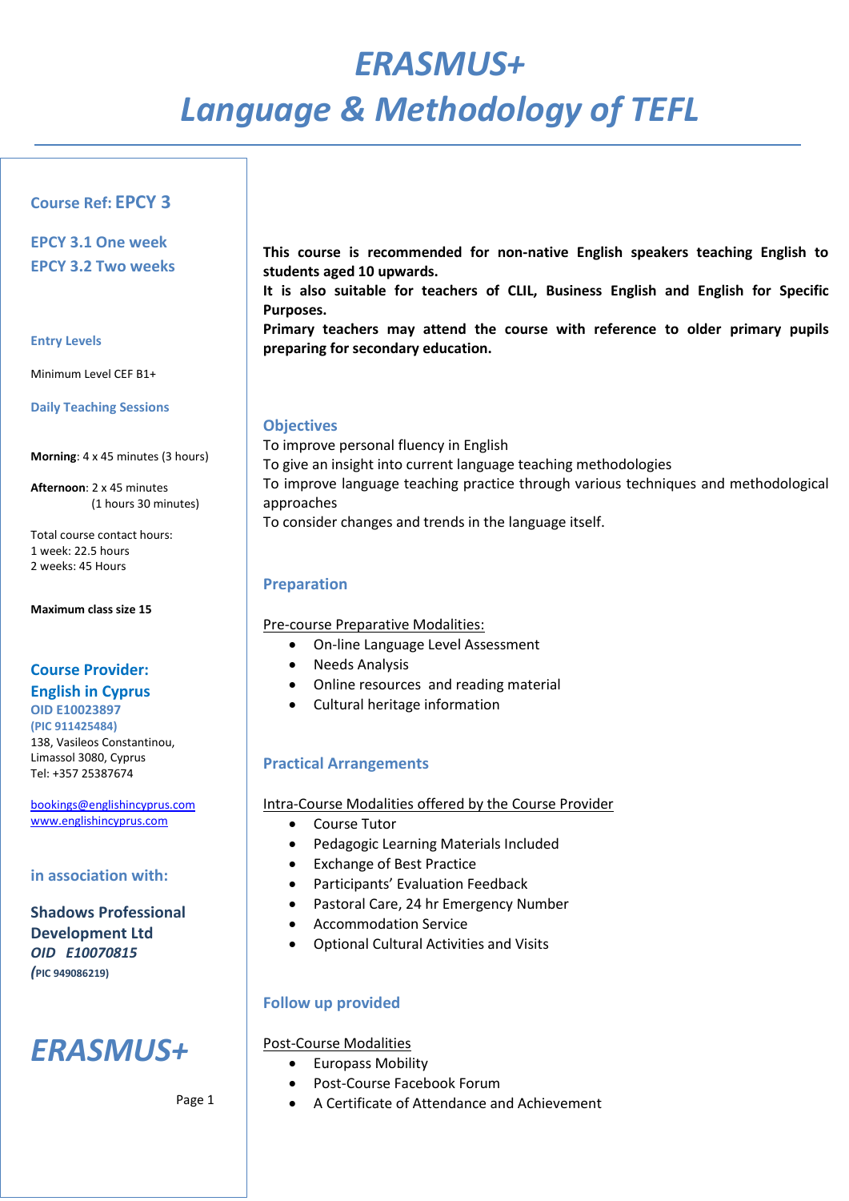# *ERASMUS+*
# *Language & Methodology of TEFL*

**Course Ref: EPCY 3**

**EPCY 3.1 One week**
**EPCY 3.2 Two weeks**

**Entry Levels**

Minimum Level CEF B1+

**Daily Teaching Sessions**

**Morning**: 4 x 45 minutes (3 hours)

**Afternoon**: 2 x 45 minutes (1 hours 30 minutes)

Total course contact hours:
1 week: 22.5 hours
2 weeks: 45 Hours

**Maximum class size 15**

**Course Provider:**
**English in Cyprus**
**OID E10023897**
**(PIC 911425484)**
138, Vasileos Constantinou,
Limassol 3080, Cyprus
Tel: +357 25387674

bookings@englishincyprus.com
www.englishincyprus.com

**in association with:**

**Shadows Professional Development Ltd**
***OID E10070815***
***(*PIC 949086219)**

***ERASMUS+***

**This course is recommended for non-native English speakers teaching English to students aged 10 upwards.**
**It is also suitable for teachers of CLIL, Business English and English for Specific Purposes.**
**Primary teachers may attend the course with reference to older primary pupils preparing for secondary education.**

## Objectives

To improve personal fluency in English
To give an insight into current language teaching methodologies
To improve language teaching practice through various techniques and methodological approaches
To consider changes and trends in the language itself.

## Preparation

Pre-course Preparative Modalities:

- On-line Language Level Assessment
- Needs Analysis
- Online resources and reading material
- Cultural heritage information

## Practical Arrangements

Intra-Course Modalities offered by the Course Provider

- Course Tutor
- Pedagogic Learning Materials Included
- Exchange of Best Practice
- Participants' Evaluation Feedback
- Pastoral Care, 24 hr Emergency Number
- Accommodation Service
- Optional Cultural Activities and Visits

## Follow up provided

Post-Course Modalities

- Europass Mobility
- Post-Course Facebook Forum
- A Certificate of Attendance and Achievement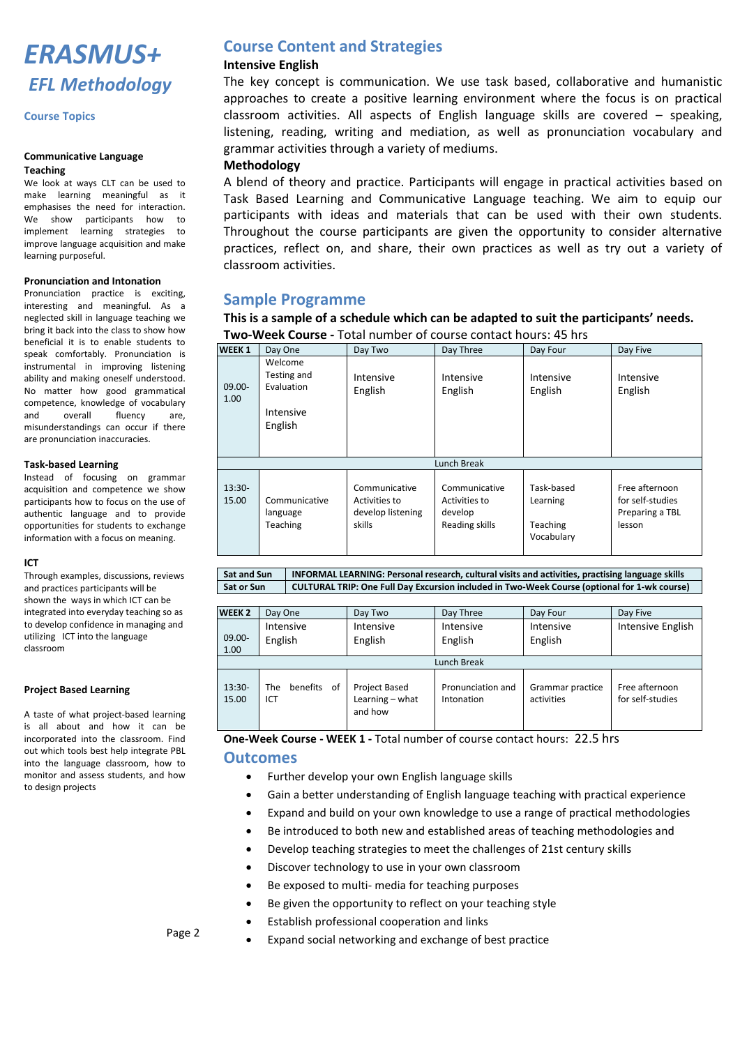# ERASMUS+

## *EFL Methodology*

### Course Topics

**Communicative Language Teaching**

We look at ways CLT can be used to make learning meaningful as it emphasises the need for interaction. We show participants how to implement learning strategies to improve language acquisition and make learning purposeful.

**Pronunciation and Intonation**

Pronunciation practice is exciting, interesting and meaningful. As a neglected skill in language teaching we bring it back into the class to show how beneficial it is to enable students to speak comfortably. Pronunciation is instrumental in improving listening ability and making oneself understood. No matter how good grammatical competence, knowledge of vocabulary and overall fluency are, misunderstandings can occur if there are pronunciation inaccuracies.

**Task-based Learning**

Instead of focusing on grammar acquisition and competence we show participants how to focus on the use of authentic language and to provide opportunities for students to exchange information with a focus on meaning.

**ICT**

Through examples, discussions, reviews and practices participants will be shown the ways in which ICT can be integrated into everyday teaching so as to develop confidence in managing and utilizing ICT into the language classroom

**Project Based Learning**

A taste of what project-based learning is all about and how it can be incorporated into the classroom. Find out which tools best help integrate PBL into the language classroom, how to monitor and assess students, and how to design projects

## Course Content and Strategies

**Intensive English**

The key concept is communication. We use task based, collaborative and humanistic approaches to create a positive learning environment where the focus is on practical classroom activities. All aspects of English language skills are covered – speaking, listening, reading, writing and mediation, as well as pronunciation vocabulary and grammar activities through a variety of mediums.

**Methodology**

A blend of theory and practice. Participants will engage in practical activities based on Task Based Learning and Communicative Language teaching. We aim to equip our participants with ideas and materials that can be used with their own students. Throughout the course participants are given the opportunity to consider alternative practices, reflect on, and share, their own practices as well as try out a variety of classroom activities.

## Sample Programme

**This is a sample of a schedule which can be adapted to suit the participants' needs.**

**Two-Week Course -** Total number of course contact hours: 45 hrs

| WEEK 1 | Day One | Day Two | Day Three | Day Four | Day Five |
|---|---|---|---|---|---|
| 09.00-1.00 | Welcome Testing and Evaluation<br><br>Intensive English | Intensive English | Intensive English | Intensive English | Intensive English |
| | | | Lunch Break | | |
| 13:30-15.00 | Communicative language Teaching | Communicative Activities to develop listening skills | Communicative Activities to develop Reading skills | Task-based Learning<br><br>Teaching Vocabulary | Free afternoon for self-studies Preparing a TBL lesson |

| | |
|---|---|
| Sat and Sun | INFORMAL LEARNING: Personal research, cultural visits and activities, practising language skills |
| Sat or Sun | CULTURAL TRIP: One Full Day Excursion included in Two-Week Course (optional for 1-wk course) |

| WEEK 2 | Day One | Day Two | Day Three | Day Four | Day Five |
|---|---|---|---|---|---|
| 09.00-1.00 | Intensive English | Intensive English | Intensive English | Intensive English | Intensive English |
| | | | Lunch Break | | |
| 13:30-15.00 | The benefits of ICT | Project Based Learning – what and how | Pronunciation and Intonation | Grammar practice activities | Free afternoon for self-studies |

**One-Week Course - WEEK 1 -** Total number of course contact hours: 22.5 hrs

## Outcomes

- Further develop your own English language skills
- Gain a better understanding of English language teaching with practical experience
- Expand and build on your own knowledge to use a range of practical methodologies
- Be introduced to both new and established areas of teaching methodologies and
- Develop teaching strategies to meet the challenges of 21st century skills
- Discover technology to use in your own classroom
- Be exposed to multi- media for teaching purposes
- Be given the opportunity to reflect on your teaching style
- Establish professional cooperation and links
- Expand social networking and exchange of best practice